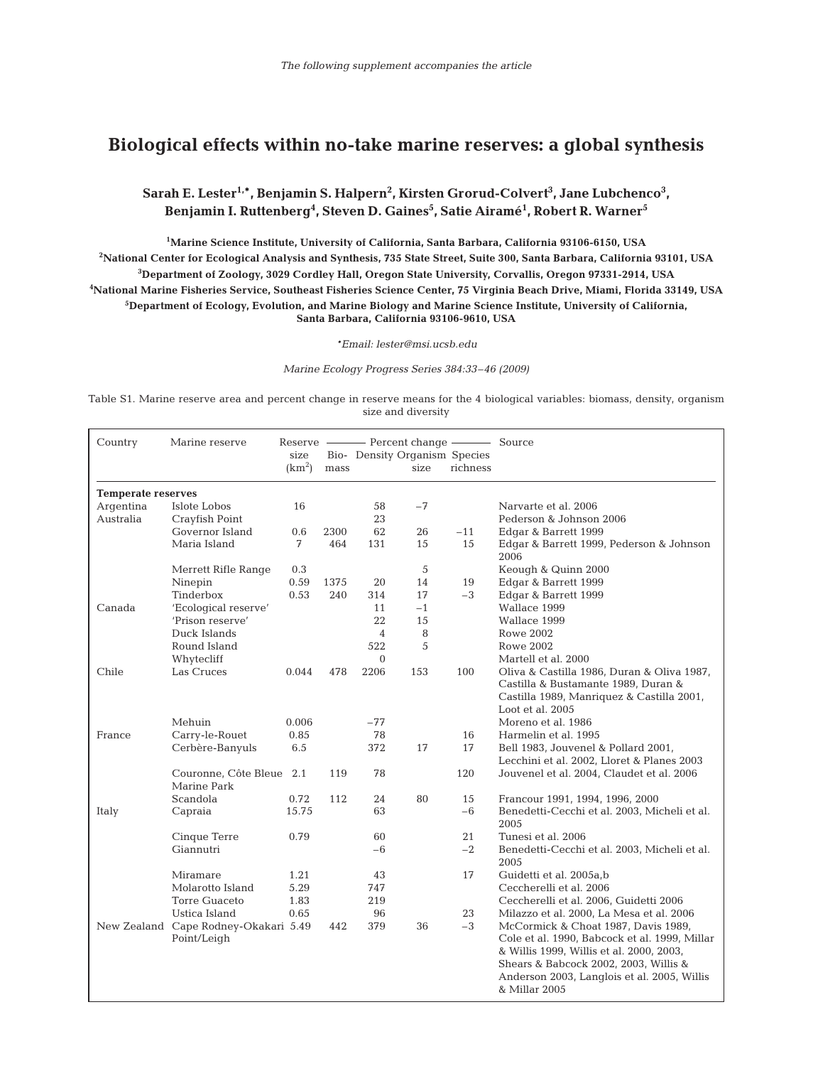*The following supplement accompanies the article*

# Biological effects within no-take marine reserves: a global synthesis

**Sarah E. Lester[1,*], Benjamin S. Halpern[2], Kirsten Grorud-Colvert[3], Jane Lubchenco[3], Benjamin I. Ruttenberg[4], Steven D. Gaines[5], Satie Airamé[1], Robert R. Warner[5]**

[1]Marine Science Institute, University of California, Santa Barbara, California 93106-6150, USA

[2]National Center for Ecological Analysis and Synthesis, 735 State Street, Suite 300, Santa Barbara, California 93101, USA

[3]Department of Zoology, 3029 Cordley Hall, Oregon State University, Corvallis, Oregon 97331-2914, USA

[4]National Marine Fisheries Service, Southeast Fisheries Science Center, 75 Virginia Beach Drive, Miami, Florida 33149, USA

[5]Department of Ecology, Evolution, and Marine Biology and Marine Science Institute, University of California, Santa Barbara, California 93106-9610, USA

*Email: lester@msi.ucsb.edu

*Marine Ecology Progress Series 384:33–46 (2009)*

Table S1. Marine reserve area and percent change in reserve means for the 4 biological variables: biomass, density, organism size and diversity

| Country | Marine reserve | Reserve size (km$^2$) | Percent change: Biomass | Density | Organism size | Species richness | Source |
|---|---|---|---|---|---|---|---|
| **Temperate reserves** | | | | | | | |
| Argentina | Islote Lobos | 16 | | 58 | −7 | | Narvarte et al. 2006 |
| Australia | Crayfish Point | | | 23 | | | Pederson & Johnson 2006 |
| | Governor Island | 0.6 | 2300 | 62 | 26 | −11 | Edgar & Barrett 1999 |
| | Maria Island | 7 | 464 | 131 | 15 | 15 | Edgar & Barrett 1999, Pederson & Johnson 2006 |
| | Merrett Rifle Range | 0.3 | | | 5 | | Keough & Quinn 2000 |
| | Ninepin | 0.59 | 1375 | 20 | 14 | 19 | Edgar & Barrett 1999 |
| | Tinderbox | 0.53 | 240 | 314 | 17 | −3 | Edgar & Barrett 1999 |
| Canada | 'Ecological reserve' | | | 11 | −1 | | Wallace 1999 |
| | 'Prison reserve' | | | 22 | 15 | | Wallace 1999 |
| | Duck Islands | | | 4 | 8 | | Rowe 2002 |
| | Round Island | | | 522 | 5 | | Rowe 2002 |
| | Whytecliff | | | 0 | | | Martell et al. 2000 |
| Chile | Las Cruces | 0.044 | 478 | 2206 | 153 | 100 | Oliva & Castilla 1986, Duran & Oliva 1987, Castilla & Bustamante 1989, Duran & Castilla 1989, Manriquez & Castilla 2001, Loot et al. 2005 |
| | Mehuin | 0.006 | | −77 | | | Moreno et al. 1986 |
| France | Carry-le-Rouet | 0.85 | | 78 | | 16 | Harmelin et al. 1995 |
| | Cerbère-Banyuls | 6.5 | | 372 | 17 | 17 | Bell 1983, Jouvenel & Pollard 2001, Lecchini et al. 2002, Lloret & Planes 2003 |
| | Couronne, Côte Bleue Marine Park | 2.1 | 119 | 78 | | 120 | Jouvenel et al. 2004, Claudet et al. 2006 |
| | Scandola | 0.72 | 112 | 24 | 80 | 15 | Francour 1991, 1994, 1996, 2000 |
| Italy | Capraia | 15.75 | | 63 | | −6 | Benedetti-Cecchi et al. 2003, Micheli et al. 2005 |
| | Cinque Terre | 0.79 | | 60 | | 21 | Tunesi et al. 2006 |
| | Giannutri | | | −6 | | −2 | Benedetti-Cecchi et al. 2003, Micheli et al. 2005 |
| | Miramare | 1.21 | | 43 | | 17 | Guidetti et al. 2005a,b |
| | Molarotto Island | 5.29 | | 747 | | | Ceccherelli et al. 2006 |
| | Torre Guaceto | 1.83 | | 219 | | | Ceccherelli et al. 2006, Guidetti 2006 |
| | Ustica Island | 0.65 | | 96 | | 23 | Milazzo et al. 2000, La Mesa et al. 2006 |
| New Zealand | Cape Rodney-Okakari Point/Leigh | 5.49 | 442 | 379 | 36 | −3 | McCormick & Choat 1987, Davis 1989, Cole et al. 1990, Babcock et al. 1999, Millar & Willis 1999, Willis et al. 2000, 2003, Shears & Babcock 2002, 2003, Willis & Anderson 2003, Langlois et al. 2005, Willis & Millar 2005 |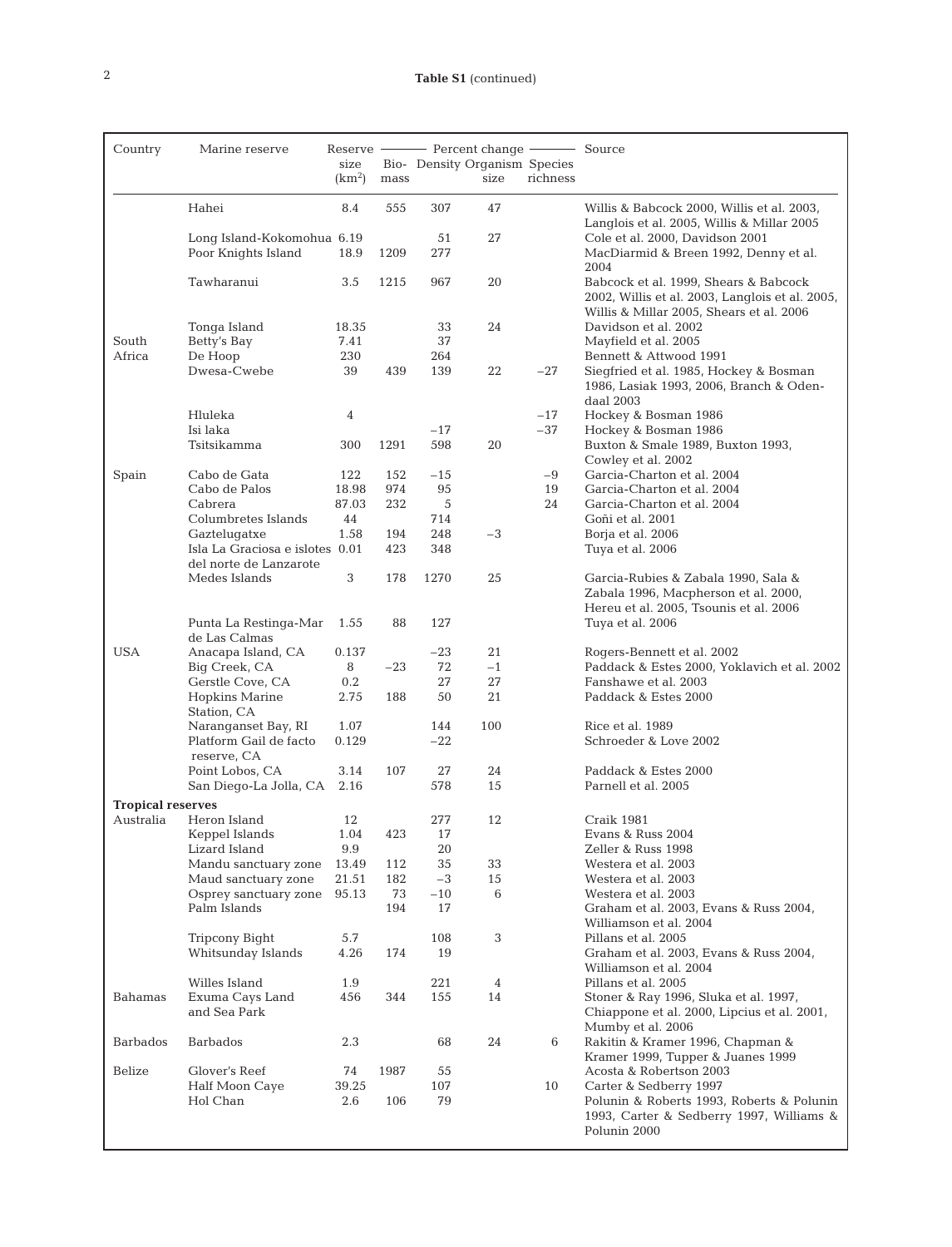**Table S1** (continued)

| Country | Marine reserve | Reserve size (km$^2$) | Percent change: Biomass | Density | Organism size | Species richness | Source |
|---|---|---|---|---|---|---|---|
| | Hahei | 8.4 | 555 | 307 | 47 | | Willis & Babcock 2000, Willis et al. 2003, Langlois et al. 2005, Willis & Millar 2005 |
| | Long Island-Kokomohua | 6.19 | | 51 | 27 | | Cole et al. 2000, Davidson 2001 |
| | Poor Knights Island | 18.9 | 1209 | 277 | | | MacDiarmid & Breen 1992, Denny et al. 2004 |
| | Tawharanui | 3.5 | 1215 | 967 | 20 | | Babcock et al. 1999, Shears & Babcock 2002, Willis et al. 2003, Langlois et al. 2005, Willis & Millar 2005, Shears et al. 2006 |
| | Tonga Island | 18.35 | | 33 | 24 | | Davidson et al. 2002 |
| South Africa | Betty's Bay | 7.41 | | 37 | | | Mayfield et al. 2005 |
| | De Hoop | 230 | | 264 | | | Bennett & Attwood 1991 |
| | Dwesa-Cwebe | 39 | 439 | 139 | 22 | −27 | Siegfried et al. 1985, Hockey & Bosman 1986, Lasiak 1993, 2006, Branch & Odendaal 2003 |
| | Hluleka | 4 | | | | −17 | Hockey & Bosman 1986 |
| | Isi laka | | | −17 | | −37 | Hockey & Bosman 1986 |
| | Tsitsikamma | 300 | 1291 | 598 | 20 | | Buxton & Smale 1989, Buxton 1993, Cowley et al. 2002 |
| Spain | Cabo de Gata | 122 | 152 | −15 | | −9 | Garcia-Charton et al. 2004 |
| | Cabo de Palos | 18.98 | 974 | 95 | | 19 | Garcia-Charton et al. 2004 |
| | Cabrera | 87.03 | 232 | 5 | | 24 | Garcia-Charton et al. 2004 |
| | Columbretes Islands | 44 | | 714 | | | Goñi et al. 2001 |
| | Gaztelugatxe | 1.58 | 194 | 248 | −3 | | Borja et al. 2006 |
| | Isla La Graciosa e islotes del norte de Lanzarote | 0.01 | 423 | 348 | | | Tuya et al. 2006 |
| | Medes Islands | 3 | 178 | 1270 | 25 | | Garcia-Rubies & Zabala 1990, Sala & Zabala 1996, Macpherson et al. 2000, Hereu et al. 2005, Tsounis et al. 2006 |
| | Punta La Restinga-Mar de Las Calmas | 1.55 | 88 | 127 | | | Tuya et al. 2006 |
| USA | Anacapa Island, CA | 0.137 | | −23 | 21 | | Rogers-Bennett et al. 2002 |
| | Big Creek, CA | 8 | −23 | 72 | −1 | | Paddack & Estes 2000, Yoklavich et al. 2002 |
| | Gerstle Cove, CA | 0.2 | | 27 | 27 | | Fanshawe et al. 2003 |
| | Hopkins Marine Station, CA | 2.75 | 188 | 50 | 21 | | Paddack & Estes 2000 |
| | Naranganset Bay, RI | 1.07 | | 144 | 100 | | Rice et al. 1989 |
| | Platform Gail de facto reserve, CA | 0.129 | | −22 | | | Schroeder & Love 2002 |
| | Point Lobos, CA | 3.14 | 107 | 27 | 24 | | Paddack & Estes 2000 |
| | San Diego-La Jolla, CA | 2.16 | | 578 | 15 | | Parnell et al. 2005 |
| **Tropical reserves** | | | | | | | |
| Australia | Heron Island | 12 | | 277 | 12 | | Craik 1981 |
| | Keppel Islands | 1.04 | 423 | 17 | | | Evans & Russ 2004 |
| | Lizard Island | 9.9 | | 20 | | | Zeller & Russ 1998 |
| | Mandu sanctuary zone | 13.49 | 112 | 35 | 33 | | Westera et al. 2003 |
| | Maud sanctuary zone | 21.51 | 182 | −3 | 15 | | Westera et al. 2003 |
| | Osprey sanctuary zone | 95.13 | 73 | −10 | 6 | | Westera et al. 2003 |
| | Palm Islands | | 194 | 17 | | | Graham et al. 2003, Evans & Russ 2004, Williamson et al. 2004 |
| | Tripcony Bight | 5.7 | | 108 | 3 | | Pillans et al. 2005 |
| | Whitsunday Islands | 4.26 | 174 | 19 | | | Graham et al. 2003, Evans & Russ 2004, Williamson et al. 2004 |
| | Willes Island | 1.9 | | 221 | 4 | | Pillans et al. 2005 |
| Bahamas | Exuma Cays Land and Sea Park | 456 | 344 | 155 | 14 | | Stoner & Ray 1996, Sluka et al. 1997, Chiappone et al. 2000, Lipcius et al. 2001, Mumby et al. 2006 |
| Barbados | Barbados | 2.3 | | 68 | 24 | 6 | Rakitin & Kramer 1996, Chapman & Kramer 1999, Tupper & Juanes 1999 |
| Belize | Glover's Reef | 74 | 1987 | 55 | | | Acosta & Robertson 2003 |
| | Half Moon Caye | 39.25 | | 107 | | 10 | Carter & Sedberry 1997 |
| | Hol Chan | 2.6 | 106 | 79 | | | Polunin & Roberts 1993, Roberts & Polunin 1993, Carter & Sedberry 1997, Williams & Polunin 2000 |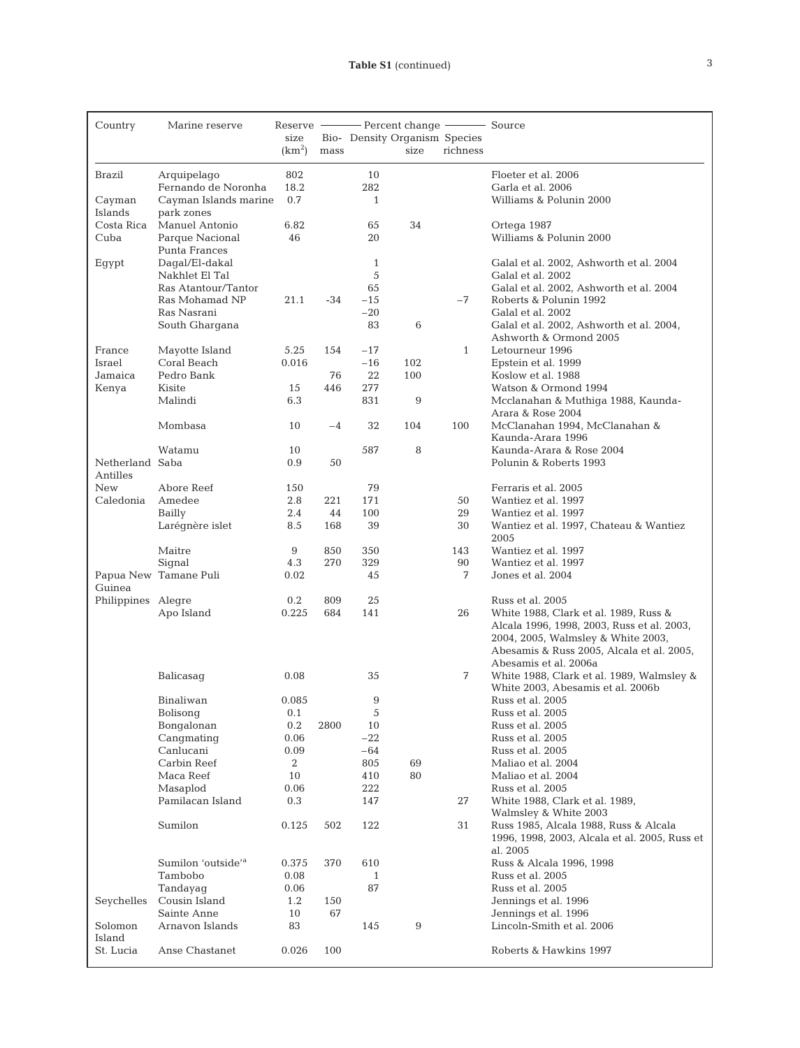**Table S1** (continued)

| Country | Marine reserve | Reserve size (km$^2$) | Percent change: Bio-mass | Density | Organism size | Species richness | Source |
|---|---|---|---|---|---|---|---|
| Brazil | Arquipelago | 802 | | 10 | | | Floeter et al. 2006 |
| | Fernando de Noronha | 18.2 | | 282 | | | Garla et al. 2006 |
| Cayman Islands | Cayman Islands marine park zones | 0.7 | | 1 | | | Williams & Polunin 2000 |
| Costa Rica | Manuel Antonio | 6.82 | | 65 | 34 | | Ortega 1987 |
| Cuba | Parque Nacional Punta Frances | 46 | | 20 | | | Williams & Polunin 2000 |
| Egypt | Dagal/El-dakal | | | 1 | | | Galal et al. 2002, Ashworth et al. 2004 |
| | Nakhlet El Tal | | | 5 | | | Galal et al. 2002 |
| | Ras Atantour/Tantor | | | 65 | | | Galal et al. 2002, Ashworth et al. 2004 |
| | Ras Mohamad NP | 21.1 | -34 | −15 | | −7 | Roberts & Polunin 1992 |
| | Ras Nasrani | | | −20 | | | Galal et al. 2002 |
| | South Ghargana | | | 83 | 6 | | Galal et al. 2002, Ashworth et al. 2004, Ashworth & Ormond 2005 |
| France | Mayotte Island | 5.25 | 154 | −17 | | 1 | Letourneur 1996 |
| Israel | Coral Beach | 0.016 | | −16 | 102 | | Epstein et al. 1999 |
| Jamaica | Pedro Bank | | 76 | 22 | 100 | | Koslow et al. 1988 |
| Kenya | Kisite | 15 | 446 | 277 | | | Watson & Ormond 1994 |
| | Malindi | 6.3 | | 831 | 9 | | Mcclanahan & Muthiga 1988, Kaunda-Arara & Rose 2004 |
| | Mombasa | 10 | −4 | 32 | 104 | 100 | McClanahan 1994, McClanahan & Kaunda-Arara 1996 |
| | Watamu | 10 | | 587 | 8 | | Kaunda-Arara & Rose 2004 |
| Netherland Antilles | Saba | 0.9 | 50 | | | | Polunin & Roberts 1993 |
| New Caledonia | Abore Reef | 150 | | 79 | | | Ferraris et al. 2005 |
| | Amedee | 2.8 | 221 | 171 | | 50 | Wantiez et al. 1997 |
| | Bailly | 2.4 | 44 | 100 | | 29 | Wantiez et al. 1997 |
| | Larégnère islet | 8.5 | 168 | 39 | | 30 | Wantiez et al. 1997, Chateau & Wantiez 2005 |
| | Maitre | 9 | 850 | 350 | | 143 | Wantiez et al. 1997 |
| | Signal | 4.3 | 270 | 329 | | 90 | Wantiez et al. 1997 |
| Papua New Guinea | Tamane Puli | 0.02 | | 45 | | 7 | Jones et al. 2004 |
| Philippines | Alegre | 0.2 | 809 | 25 | | | Russ et al. 2005 |
| | Apo Island | 0.225 | 684 | 141 | | 26 | White 1988, Clark et al. 1989, Russ & Alcala 1996, 1998, 2003, Russ et al. 2003, 2004, 2005, Walmsley & White 2003, Abesamis & Russ 2005, Alcala et al. 2005, Abesamis et al. 2006a |
| | Balicasag | 0.08 | | 35 | | 7 | White 1988, Clark et al. 1989, Walmsley & White 2003, Abesamis et al. 2006b |
| | Binaliwan | 0.085 | | 9 | | | Russ et al. 2005 |
| | Bolisong | 0.1 | | 5 | | | Russ et al. 2005 |
| | Bongalonan | 0.2 | 2800 | 10 | | | Russ et al. 2005 |
| | Cangmating | 0.06 | | −22 | | | Russ et al. 2005 |
| | Canlucani | 0.09 | | −64 | | | Russ et al. 2005 |
| | Carbin Reef | 2 | | 805 | 69 | | Maliao et al. 2004 |
| | Maca Reef | 10 | | 410 | 80 | | Maliao et al. 2004 |
| | Masaplod | 0.06 | | 222 | | | Russ et al. 2005 |
| | Pamilacan Island | 0.3 | | 147 | | 27 | White 1988, Clark et al. 1989, Walmsley & White 2003 |
| | Sumilon | 0.125 | 502 | 122 | | 31 | Russ 1985, Alcala 1988, Russ & Alcala 1996, 1998, 2003, Alcala et al. 2005, Russ et al. 2005 |
| | Sumilon 'outside'[a] | 0.375 | 370 | 610 | | | Russ & Alcala 1996, 1998 |
| | Tambobo | 0.08 | | 1 | | | Russ et al. 2005 |
| | Tandayag | 0.06 | | 87 | | | Russ et al. 2005 |
| Seychelles | Cousin Island | 1.2 | 150 | | | | Jennings et al. 1996 |
| | Sainte Anne | 10 | 67 | | | | Jennings et al. 1996 |
| Solomon Island | Arnavon Islands | 83 | | 145 | 9 | | Lincoln-Smith et al. 2006 |
| St. Lucia | Anse Chastanet | 0.026 | 100 | | | | Roberts & Hawkins 1997 |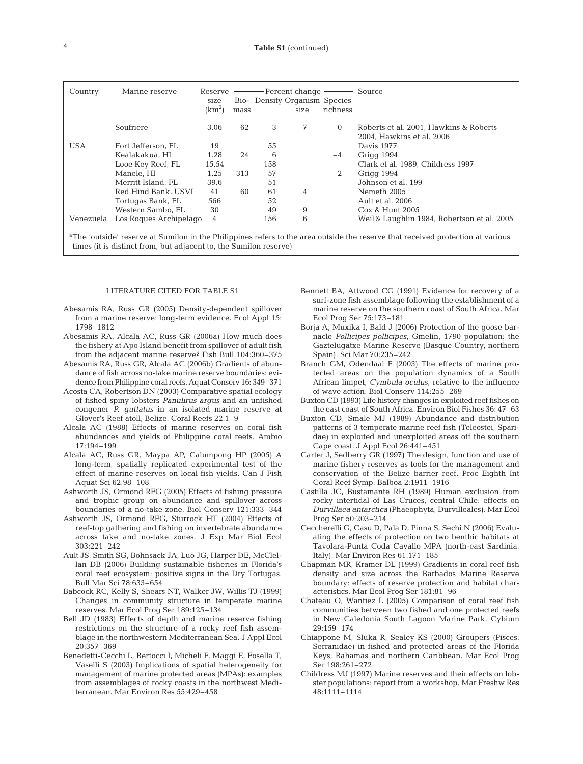**Table S1** (continued)

| Country | Marine reserve | Reserve size (km$^2$) | Percent change — Biomass | Density | Organism size | Species richness | Source |
|---|---|---|---|---|---|---|---|
| | Soufriere | 3.06 | 62 | −3 | 7 | 0 | Roberts et al. 2001, Hawkins & Roberts 2004, Hawkins et al. 2006 |
| USA | Fort Jefferson, FL | 19 | | 55 | | | Davis 1977 |
| | Kealakakua, HI | 1.28 | 24 | 6 | | −4 | Grigg 1994 |
| | Looe Key Reef, FL | 15.54 | | 158 | | | Clark et al. 1989, Childress 1997 |
| | Manele, HI | 1.25 | 313 | 57 | | 2 | Grigg 1994 |
| | Merritt Island, FL | 39.6 | | 51 | | | Johnson et al. 199 |
| | Red Hind Bank, USVI | 41 | 60 | 61 | 4 | | Nemeth 2005 |
| | Tortugas Bank, FL | 566 | | 52 | | | Ault et al. 2006 |
| | Western Sambo, FL | 30 | | 49 | 9 | | Cox & Hunt 2005 |
| Venezuela | Los Roques Archipelago | 4 | | 156 | 6 | | Weil & Laughlin 1984, Robertson et al. 2005 |

[a]The 'outside' reserve at Sumilon in the Philippines refers to the area outside the reserve that received protection at various times (it is distinct from, but adjacent to, the Sumilon reserve)

## LITERATURE CITED FOR TABLE S1

Abesamis RA, Russ GR (2005) Density-dependent spillover from a marine reserve: long-term evidence. Ecol Appl 15: 1798–1812

Abesamis RA, Alcala AC, Russ GR (2006a) How much does the fishery at Apo Island benefit from spillover of adult fish from the adjacent marine reserve? Fish Bull 104:360–375

Abesamis RA, Russ GR, Alcala AC (2006b) Gradients of abundance of fish across no-take marine reserve boundaries: evidence from Philippine coral reefs. Aquat Conserv 16: 349–371

Acosta CA, Robertson DN (2003) Comparative spatial ecology of fished spiny lobsters *Panulirus argus* and an unfished congener *P. guttatus* in an isolated marine reserve at Glover's Reef atoll, Belize. Coral Reefs 22:1–9

Alcala AC (1988) Effects of marine reserves on coral fish abundances and yields of Philippine coral reefs. Ambio 17:194–199

Alcala AC, Russ GR, Maypa AP, Calumpong HP (2005) A long-term, spatially replicated experimental test of the effect of marine reserves on local fish yields. Can J Fish Aquat Sci 62:98–108

Ashworth JS, Ormond RFG (2005) Effects of fishing pressure and trophic group on abundance and spillover across boundaries of a no-take zone. Biol Conserv 121:333–344

Ashworth JS, Ormond RFG, Sturrock HT (2004) Effects of reef-top gathering and fishing on invertebrate abundance across take and no-take zones. J Exp Mar Biol Ecol 303:221–242

Ault JS, Smith SG, Bohnsack JA, Luo JG, Harper DE, McClellan DB (2006) Building sustainable fisheries in Florida's coral reef ecosystem: positive signs in the Dry Tortugas. Bull Mar Sci 78:633–654

Babcock RC, Kelly S, Shears NT, Walker JW, Willis TJ (1999) Changes in community structure in temperate marine reserves. Mar Ecol Prog Ser 189:125–134

Bell JD (1983) Effects of depth and marine reserve fishing restrictions on the structure of a rocky reef fish assemblage in the northwestern Mediterranean Sea. J Appl Ecol 20:357–369

Benedetti-Cecchi L, Bertocci I, Micheli F, Maggi E, Fosella T, Vaselli S (2003) Implications of spatial heterogeneity for management of marine protected areas (MPAs): examples from assemblages of rocky coasts in the northwest Mediterranean. Mar Environ Res 55:429–458

Bennett BA, Attwood CG (1991) Evidence for recovery of a surf-zone fish assemblage following the establishment of a marine reserve on the southern coast of South Africa. Mar Ecol Prog Ser 75:173–181

Borja A, Muxika I, Bald J (2006) Protection of the goose barnacle *Pollicipes pollicipes*, Gmelin, 1790 population: the Gaztelugatxe Marine Reserve (Basque Country, northern Spain). Sci Mar 70:235–242

Branch GM, Odendaal F (2003) The effects of marine protected areas on the population dynamics of a South African limpet, *Cymbula oculus*, relative to the influence of wave action. Biol Conserv 114:255–269

Buxton CD (1993) Life history changes in exploited reef fishes on the east coast of South Africa. Environ Biol Fishes 36: 47–63

Buxton CD, Smale MJ (1989) Abundance and distribution patterns of 3 temperate marine reef fish (Teleostei, Sparidae) in exploited and unexploited areas off the southern Cape coast. J Appl Ecol 26:441–451

Carter J, Sedberry GR (1997) The design, function and use of marine fishery reserves as tools for the management and conservation of the Belize barrier reef. Proc Eighth Int Coral Reef Symp, Balboa 2:1911–1916

Castilla JC, Bustamante RH (1989) Human exclusion from rocky intertidal of Las Cruces, central Chile: effects on *Durvillaea antarctica* (Phaeophyta, Durvilleales). Mar Ecol Prog Ser 50:203–214

Ceccherelli G, Casu D, Pala D, Pinna S, Sechi N (2006) Evaluating the effects of protection on two benthic habitats at Tavolara-Punta Coda Cavallo MPA (north-east Sardinia, Italy). Mar Environ Res 61:171–185

Chapman MR, Kramer DL (1999) Gradients in coral reef fish density and size across the Barbados Marine Reserve boundary: effects of reserve protection and habitat characteristics. Mar Ecol Prog Ser 181:81–96

Chateau O, Wantiez L (2005) Comparison of coral reef fish communities between two fished and one protected reefs in New Caledonia South Lagoon Marine Park. Cybium 29:159–174

Chiappone M, Sluka R, Sealey KS (2000) Groupers (Pisces: Serranidae) in fished and protected areas of the Florida Keys, Bahamas and northern Caribbean. Mar Ecol Prog Ser 198:261–272

Childress MJ (1997) Marine reserves and their effects on lobster populations: report from a workshop. Mar Freshw Res 48:1111–1114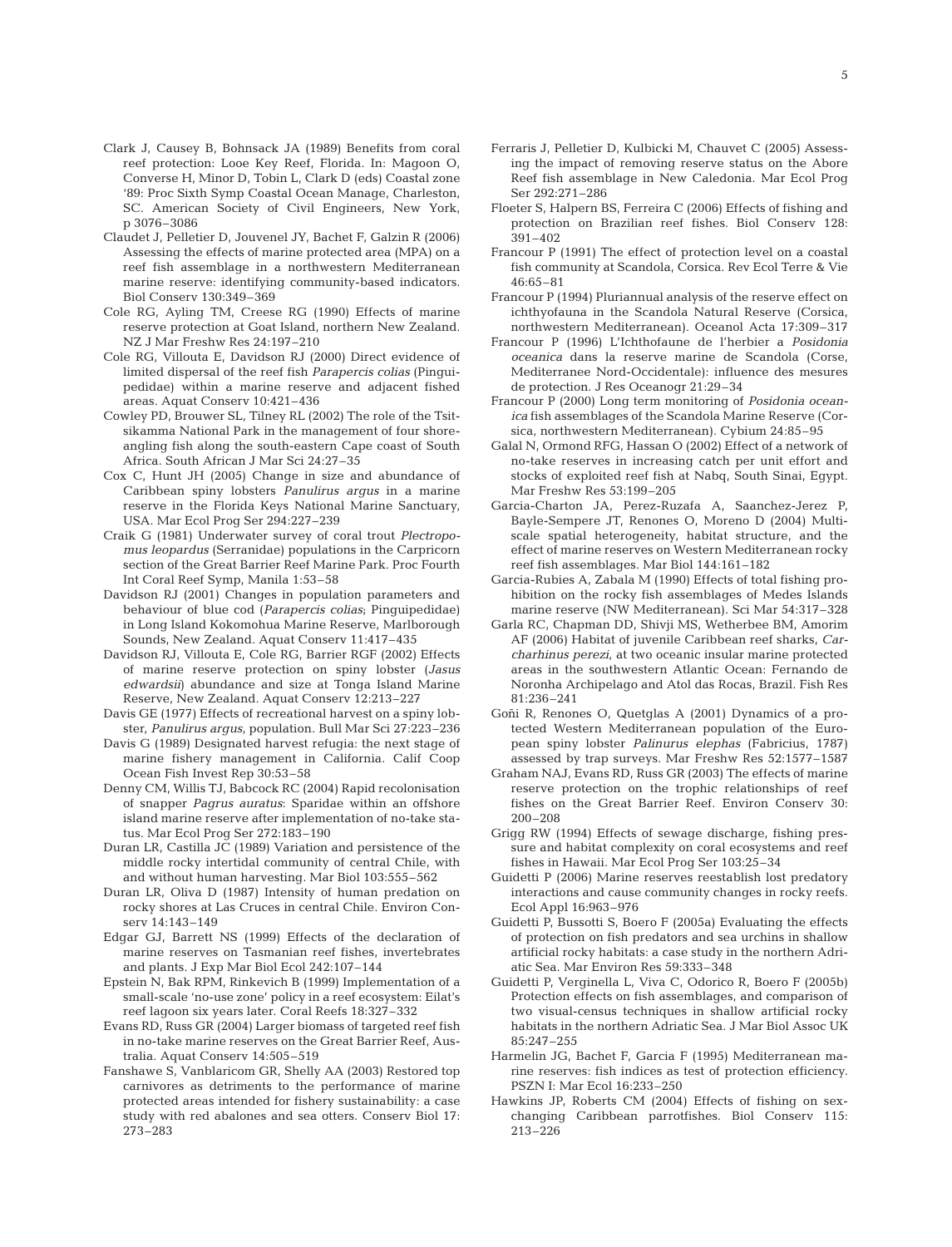Clark J, Causey B, Bohnsack JA (1989) Benefits from coral reef protection: Looe Key Reef, Florida. In: Magoon O, Converse H, Minor D, Tobin L, Clark D (eds) Coastal zone '89: Proc Sixth Symp Coastal Ocean Manage, Charleston, SC. American Society of Civil Engineers, New York, p 3076–3086

Claudet J, Pelletier D, Jouvenel JY, Bachet F, Galzin R (2006) Assessing the effects of marine protected area (MPA) on a reef fish assemblage in a northwestern Mediterranean marine reserve: identifying community-based indicators. Biol Conserv 130:349–369

Cole RG, Ayling TM, Creese RG (1990) Effects of marine reserve protection at Goat Island, northern New Zealand. NZ J Mar Freshw Res 24:197–210

Cole RG, Villouta E, Davidson RJ (2000) Direct evidence of limited dispersal of the reef fish *Parapercis colias* (Pinguipedidae) within a marine reserve and adjacent fished areas. Aquat Conserv 10:421–436

Cowley PD, Brouwer SL, Tilney RL (2002) The role of the Tsitsikamma National Park in the management of four shore-angling fish along the south-eastern Cape coast of South Africa. South African J Mar Sci 24:27–35

Cox C, Hunt JH (2005) Change in size and abundance of Caribbean spiny lobsters *Panulirus argus* in a marine reserve in the Florida Keys National Marine Sanctuary, USA. Mar Ecol Prog Ser 294:227–239

Craik G (1981) Underwater survey of coral trout *Plectropomus leopardus* (Serranidae) populations in the Carpricorn section of the Great Barrier Reef Marine Park. Proc Fourth Int Coral Reef Symp, Manila 1:53–58

Davidson RJ (2001) Changes in population parameters and behaviour of blue cod (*Parapercis colias*; Pinguipedidae) in Long Island Kokomohua Marine Reserve, Marlborough Sounds, New Zealand. Aquat Conserv 11:417–435

Davidson RJ, Villouta E, Cole RG, Barrier RGF (2002) Effects of marine reserve protection on spiny lobster (*Jasus edwardsii*) abundance and size at Tonga Island Marine Reserve, New Zealand. Aquat Conserv 12:213–227

Davis GE (1977) Effects of recreational harvest on a spiny lobster, *Panulirus argus*, population. Bull Mar Sci 27:223–236

Davis G (1989) Designated harvest refugia: the next stage of marine fishery management in California. Calif Coop Ocean Fish Invest Rep 30:53–58

Denny CM, Willis TJ, Babcock RC (2004) Rapid recolonisation of snapper *Pagrus auratus*: Sparidae within an offshore island marine reserve after implementation of no-take status. Mar Ecol Prog Ser 272:183–190

Duran LR, Castilla JC (1989) Variation and persistence of the middle rocky intertidal community of central Chile, with and without human harvesting. Mar Biol 103:555–562

Duran LR, Oliva D (1987) Intensity of human predation on rocky shores at Las Cruces in central Chile. Environ Conserv 14:143–149

Edgar GJ, Barrett NS (1999) Effects of the declaration of marine reserves on Tasmanian reef fishes, invertebrates and plants. J Exp Mar Biol Ecol 242:107–144

Epstein N, Bak RPM, Rinkevich B (1999) Implementation of a small-scale 'no-use zone' policy in a reef ecosystem: Eilat's reef lagoon six years later. Coral Reefs 18:327–332

Evans RD, Russ GR (2004) Larger biomass of targeted reef fish in no-take marine reserves on the Great Barrier Reef, Australia. Aquat Conserv 14:505–519

Fanshawe S, Vanblaricom GR, Shelly AA (2003) Restored top carnivores as detriments to the performance of marine protected areas intended for fishery sustainability: a case study with red abalones and sea otters. Conserv Biol 17: 273–283

Ferraris J, Pelletier D, Kulbicki M, Chauvet C (2005) Assessing the impact of removing reserve status on the Abore Reef fish assemblage in New Caledonia. Mar Ecol Prog Ser 292:271–286

Floeter S, Halpern BS, Ferreira C (2006) Effects of fishing and protection on Brazilian reef fishes. Biol Conserv 128: 391–402

Francour P (1991) The effect of protection level on a coastal fish community at Scandola, Corsica. Rev Ecol Terre & Vie 46:65–81

Francour P (1994) Pluriannual analysis of the reserve effect on ichthyofauna in the Scandola Natural Reserve (Corsica, northwestern Mediterranean). Oceanol Acta 17:309–317

Francour P (1996) L'Ichthofaune de l'herbier a *Posidonia oceanica* dans la reserve marine de Scandola (Corse, Mediterranee Nord-Occidentale): influence des mesures de protection. J Res Oceanogr 21:29–34

Francour P (2000) Long term monitoring of *Posidonia oceanica* fish assemblages of the Scandola Marine Reserve (Corsica, northwestern Mediterranean). Cybium 24:85–95

Galal N, Ormond RFG, Hassan O (2002) Effect of a network of no-take reserves in increasing catch per unit effort and stocks of exploited reef fish at Nabq, South Sinai, Egypt. Mar Freshw Res 53:199–205

Garcia-Charton JA, Perez-Ruzafa A, Saanchez-Jerez P, Bayle-Sempere JT, Renones O, Moreno D (2004) Multi-scale spatial heterogeneity, habitat structure, and the effect of marine reserves on Western Mediterranean rocky reef fish assemblages. Mar Biol 144:161–182

Garcia-Rubies A, Zabala M (1990) Effects of total fishing prohibition on the rocky fish assemblages of Medes Islands marine reserve (NW Mediterranean). Sci Mar 54:317–328

Garla RC, Chapman DD, Shivji MS, Wetherbee BM, Amorim AF (2006) Habitat of juvenile Caribbean reef sharks, *Carcharhinus perezi*, at two oceanic insular marine protected areas in the southwestern Atlantic Ocean: Fernando de Noronha Archipelago and Atol das Rocas, Brazil. Fish Res 81:236–241

Goñi R, Renones O, Quetglas A (2001) Dynamics of a protected Western Mediterranean population of the European spiny lobster *Palinurus elephas* (Fabricius, 1787) assessed by trap surveys. Mar Freshw Res 52:1577–1587

Graham NAJ, Evans RD, Russ GR (2003) The effects of marine reserve protection on the trophic relationships of reef fishes on the Great Barrier Reef. Environ Conserv 30: 200–208

Grigg RW (1994) Effects of sewage discharge, fishing pressure and habitat complexity on coral ecosystems and reef fishes in Hawaii. Mar Ecol Prog Ser 103:25–34

Guidetti P (2006) Marine reserves reestablish lost predatory interactions and cause community changes in rocky reefs. Ecol Appl 16:963–976

Guidetti P, Bussotti S, Boero F (2005a) Evaluating the effects of protection on fish predators and sea urchins in shallow artificial rocky habitats: a case study in the northern Adriatic Sea. Mar Environ Res 59:333–348

Guidetti P, Verginella L, Viva C, Odorico R, Boero F (2005b) Protection effects on fish assemblages, and comparison of two visual-census techniques in shallow artificial rocky habitats in the northern Adriatic Sea. J Mar Biol Assoc UK 85:247–255

Harmelin JG, Bachet F, Garcia F (1995) Mediterranean marine reserves: fish indices as test of protection efficiency. PSZN I: Mar Ecol 16:233–250

Hawkins JP, Roberts CM (2004) Effects of fishing on sex-changing Caribbean parrotfishes. Biol Conserv 115: 213–226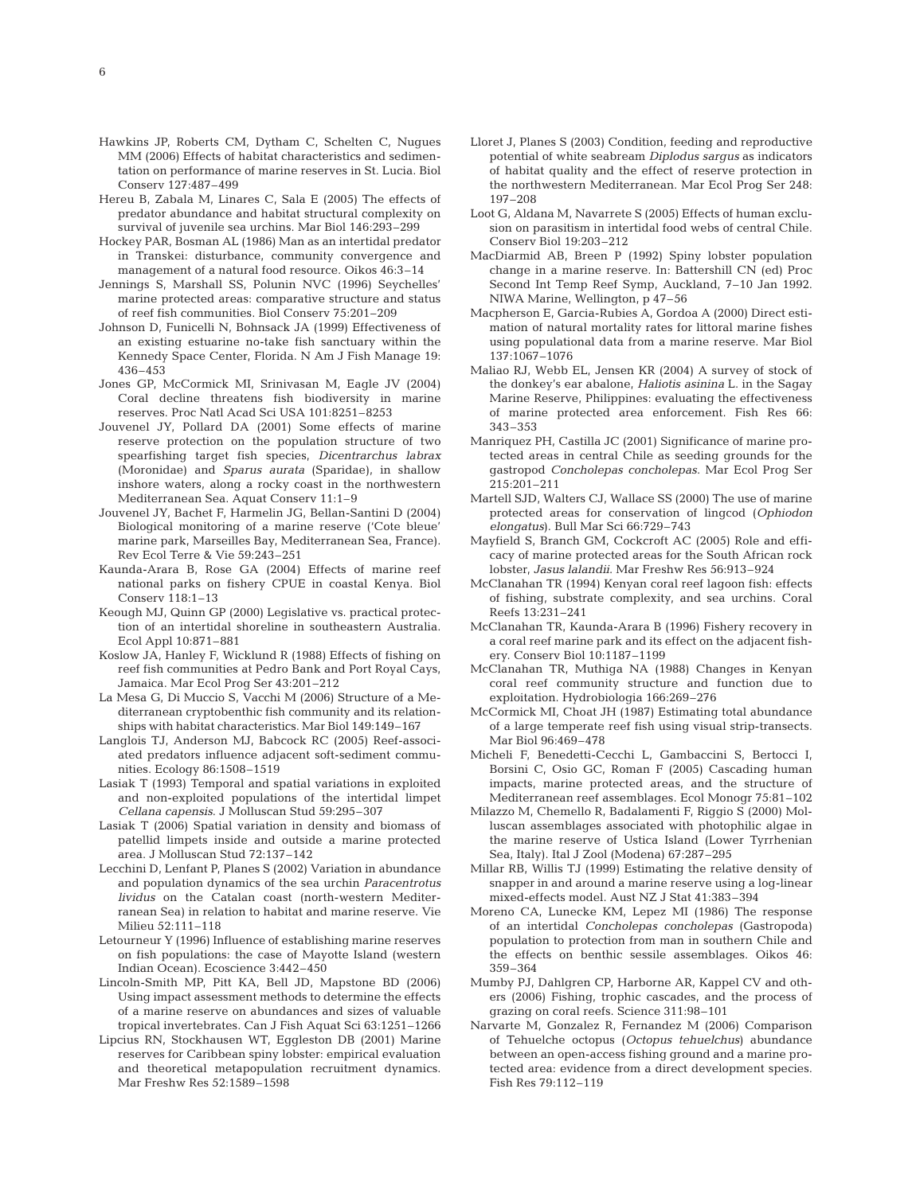Hawkins JP, Roberts CM, Dytham C, Schelten C, Nugues MM (2006) Effects of habitat characteristics and sedimentation on performance of marine reserves in St. Lucia. Biol Conserv 127:487–499

Hereu B, Zabala M, Linares C, Sala E (2005) The effects of predator abundance and habitat structural complexity on survival of juvenile sea urchins. Mar Biol 146:293–299

Hockey PAR, Bosman AL (1986) Man as an intertidal predator in Transkei: disturbance, community convergence and management of a natural food resource. Oikos 46:3–14

Jennings S, Marshall SS, Polunin NVC (1996) Seychelles' marine protected areas: comparative structure and status of reef fish communities. Biol Conserv 75:201–209

Johnson D, Funicelli N, Bohnsack JA (1999) Effectiveness of an existing estuarine no-take fish sanctuary within the Kennedy Space Center, Florida. N Am J Fish Manage 19: 436–453

Jones GP, McCormick MI, Srinivasan M, Eagle JV (2004) Coral decline threatens fish biodiversity in marine reserves. Proc Natl Acad Sci USA 101:8251–8253

Jouvenel JY, Pollard DA (2001) Some effects of marine reserve protection on the population structure of two spearfishing target fish species, *Dicentrarchus labrax* (Moronidae) and *Sparus aurata* (Sparidae), in shallow inshore waters, along a rocky coast in the northwestern Mediterranean Sea. Aquat Conserv 11:1–9

Jouvenel JY, Bachet F, Harmelin JG, Bellan-Santini D (2004) Biological monitoring of a marine reserve ('Cote bleue' marine park, Marseilles Bay, Mediterranean Sea, France). Rev Ecol Terre & Vie 59:243–251

Kaunda-Arara B, Rose GA (2004) Effects of marine reef national parks on fishery CPUE in coastal Kenya. Biol Conserv 118:1–13

Keough MJ, Quinn GP (2000) Legislative vs. practical protection of an intertidal shoreline in southeastern Australia. Ecol Appl 10:871–881

Koslow JA, Hanley F, Wicklund R (1988) Effects of fishing on reef fish communities at Pedro Bank and Port Royal Cays, Jamaica. Mar Ecol Prog Ser 43:201–212

La Mesa G, Di Muccio S, Vacchi M (2006) Structure of a Mediterranean cryptobenthic fish community and its relationships with habitat characteristics. Mar Biol 149:149–167

Langlois TJ, Anderson MJ, Babcock RC (2005) Reef-associated predators influence adjacent soft-sediment communities. Ecology 86:1508–1519

Lasiak T (1993) Temporal and spatial variations in exploited and non-exploited populations of the intertidal limpet *Cellana capensis*. J Molluscan Stud 59:295–307

Lasiak T (2006) Spatial variation in density and biomass of patellid limpets inside and outside a marine protected area. J Molluscan Stud 72:137–142

Lecchini D, Lenfant P, Planes S (2002) Variation in abundance and population dynamics of the sea urchin *Paracentrotus lividus* on the Catalan coast (north-western Mediterranean Sea) in relation to habitat and marine reserve. Vie Milieu 52:111–118

Letourneur Y (1996) Influence of establishing marine reserves on fish populations: the case of Mayotte Island (western Indian Ocean). Ecoscience 3:442–450

Lincoln-Smith MP, Pitt KA, Bell JD, Mapstone BD (2006) Using impact assessment methods to determine the effects of a marine reserve on abundances and sizes of valuable tropical invertebrates. Can J Fish Aquat Sci 63:1251–1266

Lipcius RN, Stockhausen WT, Eggleston DB (2001) Marine reserves for Caribbean spiny lobster: empirical evaluation and theoretical metapopulation recruitment dynamics. Mar Freshw Res 52:1589–1598

Lloret J, Planes S (2003) Condition, feeding and reproductive potential of white seabream *Diplodus sargus* as indicators of habitat quality and the effect of reserve protection in the northwestern Mediterranean. Mar Ecol Prog Ser 248: 197–208

Loot G, Aldana M, Navarrete S (2005) Effects of human exclusion on parasitism in intertidal food webs of central Chile. Conserv Biol 19:203–212

MacDiarmid AB, Breen P (1992) Spiny lobster population change in a marine reserve. In: Battershill CN (ed) Proc Second Int Temp Reef Symp, Auckland, 7–10 Jan 1992. NIWA Marine, Wellington, p 47–56

Macpherson E, Garcia-Rubies A, Gordoa A (2000) Direct estimation of natural mortality rates for littoral marine fishes using populational data from a marine reserve. Mar Biol 137:1067–1076

Maliao RJ, Webb EL, Jensen KR (2004) A survey of stock of the donkey's ear abalone, *Haliotis asinina* L. in the Sagay Marine Reserve, Philippines: evaluating the effectiveness of marine protected area enforcement. Fish Res 66: 343–353

Manriquez PH, Castilla JC (2001) Significance of marine protected areas in central Chile as seeding grounds for the gastropod *Concholepas concholepas*. Mar Ecol Prog Ser 215:201–211

Martell SJD, Walters CJ, Wallace SS (2000) The use of marine protected areas for conservation of lingcod (*Ophiodon elongatus*). Bull Mar Sci 66:729–743

Mayfield S, Branch GM, Cockcroft AC (2005) Role and efficacy of marine protected areas for the South African rock lobster, *Jasus lalandii*. Mar Freshw Res 56:913–924

McClanahan TR (1994) Kenyan coral reef lagoon fish: effects of fishing, substrate complexity, and sea urchins. Coral Reefs 13:231–241

McClanahan TR, Kaunda-Arara B (1996) Fishery recovery in a coral reef marine park and its effect on the adjacent fishery. Conserv Biol 10:1187–1199

McClanahan TR, Muthiga NA (1988) Changes in Kenyan coral reef community structure and function due to exploitation. Hydrobiologia 166:269–276

McCormick MI, Choat JH (1987) Estimating total abundance of a large temperate reef fish using visual strip-transects. Mar Biol 96:469–478

Micheli F, Benedetti-Cecchi L, Gambaccini S, Bertocci I, Borsini C, Osio GC, Roman F (2005) Cascading human impacts, marine protected areas, and the structure of Mediterranean reef assemblages. Ecol Monogr 75:81–102

Milazzo M, Chemello R, Badalamenti F, Riggio S (2000) Molluscan assemblages associated with photophilic algae in the marine reserve of Ustica Island (Lower Tyrrhenian Sea, Italy). Ital J Zool (Modena) 67:287–295

Millar RB, Willis TJ (1999) Estimating the relative density of snapper in and around a marine reserve using a log-linear mixed-effects model. Aust NZ J Stat 41:383–394

Moreno CA, Lunecke KM, Lepez MI (1986) The response of an intertidal *Concholepas concholepas* (Gastropoda) population to protection from man in southern Chile and the effects on benthic sessile assemblages. Oikos 46: 359–364

Mumby PJ, Dahlgren CP, Harborne AR, Kappel CV and others (2006) Fishing, trophic cascades, and the process of grazing on coral reefs. Science 311:98–101

Narvarte M, Gonzalez R, Fernandez M (2006) Comparison of Tehuelche octopus (*Octopus tehuelchus*) abundance between an open-access fishing ground and a marine protected area: evidence from a direct development species. Fish Res 79:112–119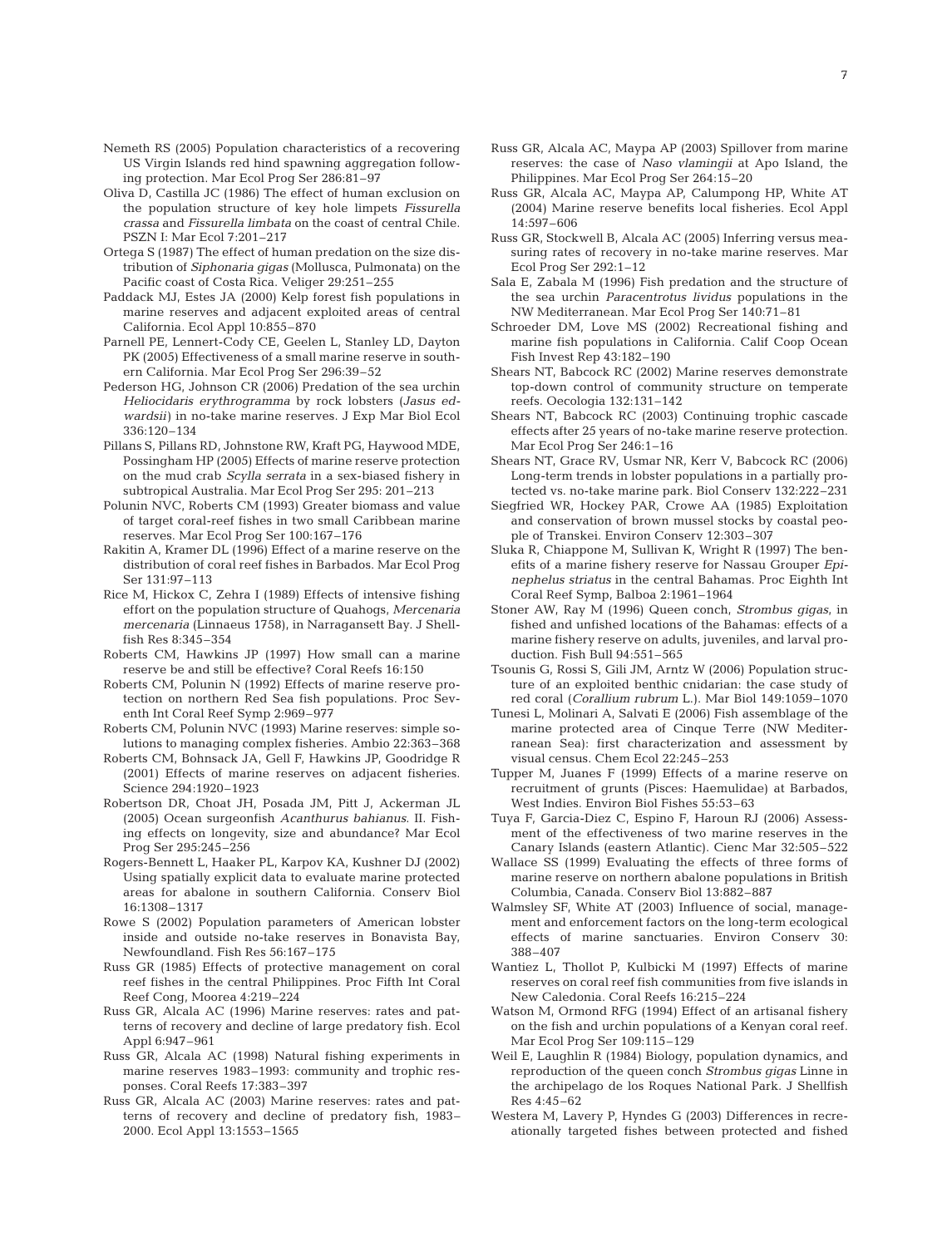Nemeth RS (2005) Population characteristics of a recovering US Virgin Islands red hind spawning aggregation following protection. Mar Ecol Prog Ser 286:81–97

Oliva D, Castilla JC (1986) The effect of human exclusion on the population structure of key hole limpets *Fissurella crassa* and *Fissurella limbata* on the coast of central Chile. PSZN I: Mar Ecol 7:201–217

Ortega S (1987) The effect of human predation on the size distribution of *Siphonaria gigas* (Mollusca, Pulmonata) on the Pacific coast of Costa Rica. Veliger 29:251–255

Paddack MJ, Estes JA (2000) Kelp forest fish populations in marine reserves and adjacent exploited areas of central California. Ecol Appl 10:855–870

Parnell PE, Lennert-Cody CE, Geelen L, Stanley LD, Dayton PK (2005) Effectiveness of a small marine reserve in southern California. Mar Ecol Prog Ser 296:39–52

Pederson HG, Johnson CR (2006) Predation of the sea urchin *Heliocidaris erythrogramma* by rock lobsters (*Jasus edwardsii*) in no-take marine reserves. J Exp Mar Biol Ecol 336:120–134

Pillans S, Pillans RD, Johnstone RW, Kraft PG, Haywood MDE, Possingham HP (2005) Effects of marine reserve protection on the mud crab *Scylla serrata* in a sex-biased fishery in subtropical Australia. Mar Ecol Prog Ser 295: 201–213

Polunin NVC, Roberts CM (1993) Greater biomass and value of target coral-reef fishes in two small Caribbean marine reserves. Mar Ecol Prog Ser 100:167–176

Rakitin A, Kramer DL (1996) Effect of a marine reserve on the distribution of coral reef fishes in Barbados. Mar Ecol Prog Ser 131:97–113

Rice M, Hickox C, Zehra I (1989) Effects of intensive fishing effort on the population structure of Quahogs, *Mercenaria mercenaria* (Linnaeus 1758), in Narragansett Bay. J Shellfish Res 8:345–354

Roberts CM, Hawkins JP (1997) How small can a marine reserve be and still be effective? Coral Reefs 16:150

Roberts CM, Polunin N (1992) Effects of marine reserve protection on northern Red Sea fish populations. Proc Seventh Int Coral Reef Symp 2:969–977

Roberts CM, Polunin NVC (1993) Marine reserves: simple solutions to managing complex fisheries. Ambio 22:363–368

Roberts CM, Bohnsack JA, Gell F, Hawkins JP, Goodridge R (2001) Effects of marine reserves on adjacent fisheries. Science 294:1920–1923

Robertson DR, Choat JH, Posada JM, Pitt J, Ackerman JL (2005) Ocean surgeonfish *Acanthurus bahianus*. II. Fishing effects on longevity, size and abundance? Mar Ecol Prog Ser 295:245–256

Rogers-Bennett L, Haaker PL, Karpov KA, Kushner DJ (2002) Using spatially explicit data to evaluate marine protected areas for abalone in southern California. Conserv Biol 16:1308–1317

Rowe S (2002) Population parameters of American lobster inside and outside no-take reserves in Bonavista Bay, Newfoundland. Fish Res 56:167–175

Russ GR (1985) Effects of protective management on coral reef fishes in the central Philippines. Proc Fifth Int Coral Reef Cong, Moorea 4:219–224

Russ GR, Alcala AC (1996) Marine reserves: rates and patterns of recovery and decline of large predatory fish. Ecol Appl 6:947–961

Russ GR, Alcala AC (1998) Natural fishing experiments in marine reserves 1983–1993: community and trophic responses. Coral Reefs 17:383–397

Russ GR, Alcala AC (2003) Marine reserves: rates and patterns of recovery and decline of predatory fish, 1983–2000. Ecol Appl 13:1553–1565

Russ GR, Alcala AC, Maypa AP (2003) Spillover from marine reserves: the case of *Naso vlamingii* at Apo Island, the Philippines. Mar Ecol Prog Ser 264:15–20

Russ GR, Alcala AC, Maypa AP, Calumpong HP, White AT (2004) Marine reserve benefits local fisheries. Ecol Appl 14:597–606

Russ GR, Stockwell B, Alcala AC (2005) Inferring versus measuring rates of recovery in no-take marine reserves. Mar Ecol Prog Ser 292:1–12

Sala E, Zabala M (1996) Fish predation and the structure of the sea urchin *Paracentrotus lividus* populations in the NW Mediterranean. Mar Ecol Prog Ser 140:71–81

Schroeder DM, Love MS (2002) Recreational fishing and marine fish populations in California. Calif Coop Ocean Fish Invest Rep 43:182–190

Shears NT, Babcock RC (2002) Marine reserves demonstrate top-down control of community structure on temperate reefs. Oecologia 132:131–142

Shears NT, Babcock RC (2003) Continuing trophic cascade effects after 25 years of no-take marine reserve protection. Mar Ecol Prog Ser 246:1–16

Shears NT, Grace RV, Usmar NR, Kerr V, Babcock RC (2006) Long-term trends in lobster populations in a partially protected vs. no-take marine park. Biol Conserv 132:222–231

Siegfried WR, Hockey PAR, Crowe AA (1985) Exploitation and conservation of brown mussel stocks by coastal people of Transkei. Environ Conserv 12:303–307

Sluka R, Chiappone M, Sullivan K, Wright R (1997) The benefits of a marine fishery reserve for Nassau Grouper *Epinephelus striatus* in the central Bahamas. Proc Eighth Int Coral Reef Symp, Balboa 2:1961–1964

Stoner AW, Ray M (1996) Queen conch, *Strombus gigas*, in fished and unfished locations of the Bahamas: effects of a marine fishery reserve on adults, juveniles, and larval production. Fish Bull 94:551–565

Tsounis G, Rossi S, Gili JM, Arntz W (2006) Population structure of an exploited benthic cnidarian: the case study of red coral (*Corallium rubrum* L.). Mar Biol 149:1059–1070

Tunesi L, Molinari A, Salvati E (2006) Fish assemblage of the marine protected area of Cinque Terre (NW Mediterranean Sea): first characterization and assessment by visual census. Chem Ecol 22:245–253

Tupper M, Juanes F (1999) Effects of a marine reserve on recruitment of grunts (Pisces: Haemulidae) at Barbados, West Indies. Environ Biol Fishes 55:53–63

Tuya F, Garcia-Diez C, Espino F, Haroun RJ (2006) Assessment of the effectiveness of two marine reserves in the Canary Islands (eastern Atlantic). Cienc Mar 32:505–522

Wallace SS (1999) Evaluating the effects of three forms of marine reserve on northern abalone populations in British Columbia, Canada. Conserv Biol 13:882–887

Walmsley SF, White AT (2003) Influence of social, management and enforcement factors on the long-term ecological effects of marine sanctuaries. Environ Conserv 30: 388–407

Wantiez L, Thollot P, Kulbicki M (1997) Effects of marine reserves on coral reef fish communities from five islands in New Caledonia. Coral Reefs 16:215–224

Watson M, Ormond RFG (1994) Effect of an artisanal fishery on the fish and urchin populations of a Kenyan coral reef. Mar Ecol Prog Ser 109:115–129

Weil E, Laughlin R (1984) Biology, population dynamics, and reproduction of the queen conch *Strombus gigas* Linne in the archipelago de los Roques National Park. J Shellfish Res 4:45–62

Westera M, Lavery P, Hyndes G (2003) Differences in recreationally targeted fishes between protected and fished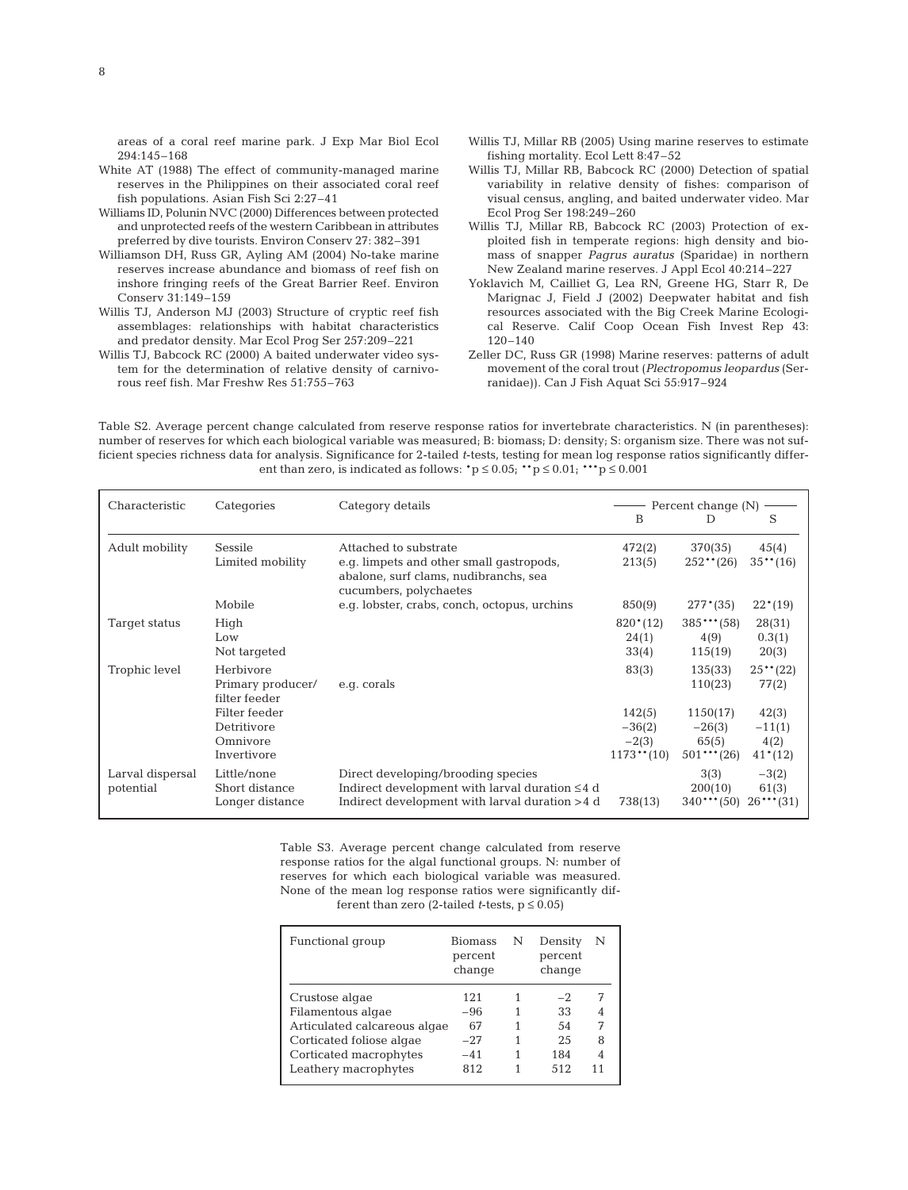areas of a coral reef marine park. J Exp Mar Biol Ecol 294:145–168

White AT (1988) The effect of community-managed marine reserves in the Philippines on their associated coral reef fish populations. Asian Fish Sci 2:27–41

Williams ID, Polunin NVC (2000) Differences between protected and unprotected reefs of the western Caribbean in attributes preferred by dive tourists. Environ Conserv 27: 382–391

Williamson DH, Russ GR, Ayling AM (2004) No-take marine reserves increase abundance and biomass of reef fish on inshore fringing reefs of the Great Barrier Reef. Environ Conserv 31:149–159

Willis TJ, Anderson MJ (2003) Structure of cryptic reef fish assemblages: relationships with habitat characteristics and predator density. Mar Ecol Prog Ser 257:209–221

Willis TJ, Babcock RC (2000) A baited underwater video system for the determination of relative density of carnivorous reef fish. Mar Freshw Res 51:755–763

Willis TJ, Millar RB (2005) Using marine reserves to estimate fishing mortality. Ecol Lett 8:47–52

Willis TJ, Millar RB, Babcock RC (2000) Detection of spatial variability in relative density of fishes: comparison of visual census, angling, and baited underwater video. Mar Ecol Prog Ser 198:249–260

Willis TJ, Millar RB, Babcock RC (2003) Protection of exploited fish in temperate regions: high density and biomass of snapper *Pagrus auratus* (Sparidae) in northern New Zealand marine reserves. J Appl Ecol 40:214–227

Yoklavich M, Cailliet G, Lea RN, Greene HG, Starr R, De Marignac J, Field J (2002) Deepwater habitat and fish resources associated with the Big Creek Marine Ecological Reserve. Calif Coop Ocean Fish Invest Rep 43: 120–140

Zeller DC, Russ GR (1998) Marine reserves: patterns of adult movement of the coral trout (*Plectropomus leopardus* (Serranidae)). Can J Fish Aquat Sci 55:917–924

Table S2. Average percent change calculated from reserve response ratios for invertebrate characteristics. N (in parentheses): number of reserves for which each biological variable was measured; B: biomass; D: density; S: organism size. There was not sufficient species richness data for analysis. Significance for 2-tailed *t*-tests, testing for mean log response ratios significantly different than zero, is indicated as follows: *p ≤ 0.05; **p ≤ 0.01; ***p ≤ 0.001

| Characteristic | Categories | Category details | Percent change (N) B | D | S |
|---|---|---|---|---|---|
| Adult mobility | Sessile | Attached to substrate | 472(2) | 370(35) | 45(4) |
| | Limited mobility | e.g. limpets and other small gastropods, abalone, surf clams, nudibranchs, sea cucumbers, polychaetes | 213(5) | 252**(26) | 35**(16) |
| | Mobile | e.g. lobster, crabs, conch, octopus, urchins | 850(9) | 277*(35) | 22*(19) |
| Target status | High | | 820*(12) | 385***(58) | 28(31) |
| | Low | | 24(1) | 4(9) | 0.3(1) |
| | Not targeted | | 33(4) | 115(19) | 20(3) |
| Trophic level | Herbivore | | 83(3) | 135(33) | 25**(22) |
| | Primary producer/ filter feeder | e.g. corals | | 110(23) | 77(2) |
| | Filter feeder | | 142(5) | 1150(17) | 42(3) |
| | Detritivore | | −36(2) | −26(3) | −11(1) |
| | Omnivore | | −2(3) | 65(5) | 4(2) |
| | Invertivore | | 1173**(10) | 501***(26) | 41*(12) |
| Larval dispersal potential | Little/none | Direct developing/brooding species | | 3(3) | −3(2) |
| | Short distance | Indirect development with larval duration ≤4 d | | 200(10) | 61(3) |
| | Longer distance | Indirect development with larval duration >4 d | 738(13) | 340***(50) | 26***(31) |

Table S3. Average percent change calculated from reserve response ratios for the algal functional groups. N: number of reserves for which each biological variable was measured. None of the mean log response ratios were significantly different than zero (2-tailed *t*-tests, p ≤ 0.05)

| Functional group | Biomass percent change | N | Density percent change | N |
|---|---|---|---|---|
| Crustose algae | 121 | 1 | −2 | 7 |
| Filamentous algae | −96 | 1 | 33 | 4 |
| Articulated calcareous algae | 67 | 1 | 54 | 7 |
| Corticated foliose algae | −27 | 1 | 25 | 8 |
| Corticated macrophytes | −41 | 1 | 184 | 4 |
| Leathery macrophytes | 812 | 1 | 512 | 11 |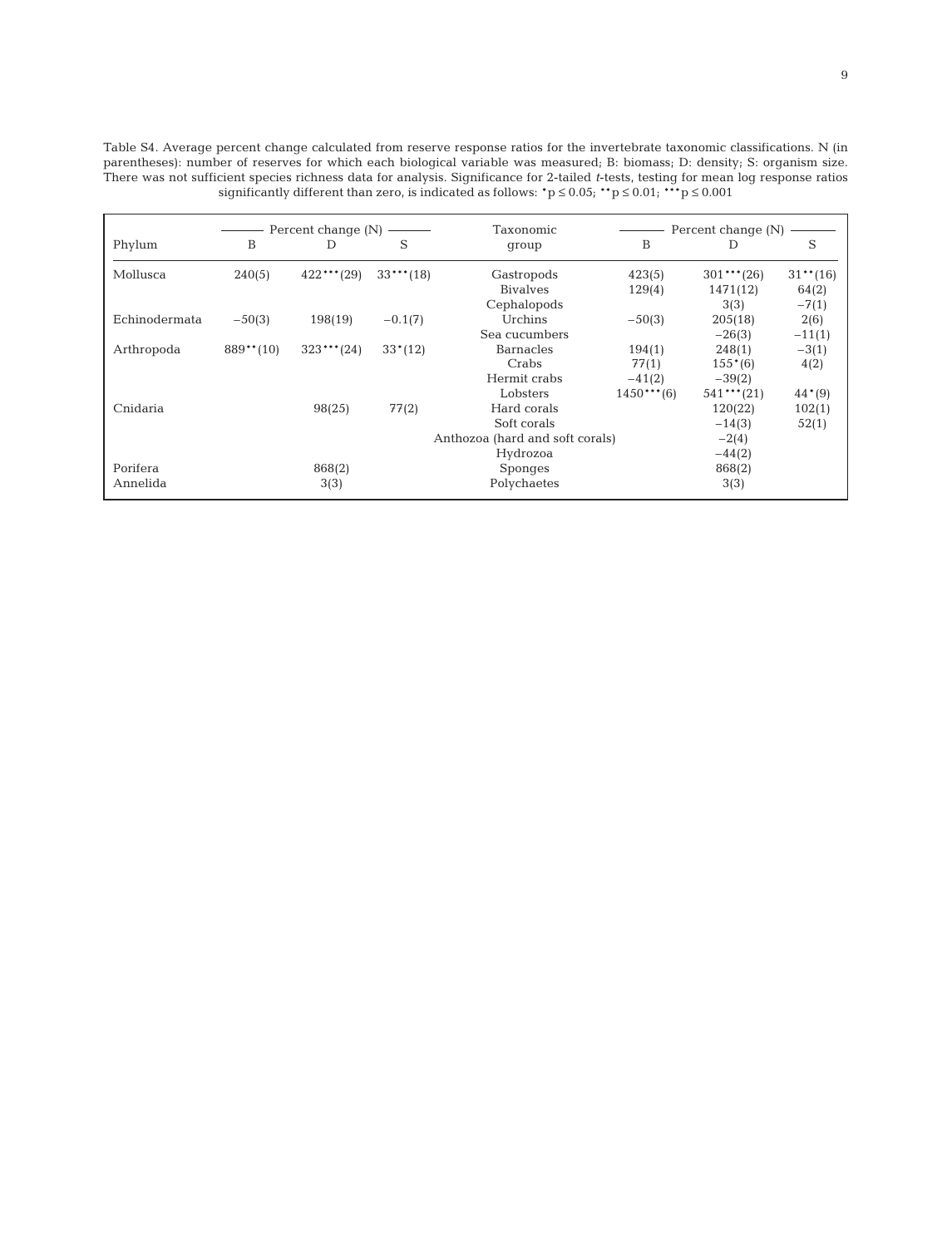Table S4. Average percent change calculated from reserve response ratios for the invertebrate taxonomic classifications. N (in parentheses): number of reserves for which each biological variable was measured; B: biomass; D: density; S: organism size. There was not sufficient species richness data for analysis. Significance for 2-tailed *t*-tests, testing for mean log response ratios significantly different than zero, is indicated as follows: \*p ≤ 0.05; \*\*p ≤ 0.01; \*\*\*p ≤ 0.001

| Phylum | Percent change (N) | | | Taxonomic group | Percent change (N) | | |
|---|---|---|---|---|---|---|---|
| | B | D | S | | B | D | S |
| Mollusca | 240(5) | 422\*\*\*(29) | 33\*\*\*(18) | Gastropods | 423(5) | 301\*\*\*(26) | 31\*\*(16) |
| | | | | Bivalves | 129(4) | 1471(12) | 64(2) |
| | | | | Cephalopods | | 3(3) | −7(1) |
| Echinodermata | −50(3) | 198(19) | −0.1(7) | Urchins | −50(3) | 205(18) | 2(6) |
| | | | | Sea cucumbers | | −26(3) | −11(1) |
| Arthropoda | 889\*\*(10) | 323\*\*\*(24) | 33\*(12) | Barnacles | 194(1) | 248(1) | −3(1) |
| | | | | Crabs | 77(1) | 155\*(6) | 4(2) |
| | | | | Hermit crabs | −41(2) | −39(2) | |
| | | | | Lobsters | 1450\*\*\*(6) | 541\*\*\*(21) | 44\*(9) |
| Cnidaria | | 98(25) | 77(2) | Hard corals | | 120(22) | 102(1) |
| | | | | Soft corals | | −14(3) | 52(1) |
| | | | | Anthozoa (hard and soft corals) | | −2(4) | |
| | | | | Hydrozoa | | −44(2) | |
| Porifera | | 868(2) | | Sponges | | 868(2) | |
| Annelida | | 3(3) | | Polychaetes | | 3(3) | |